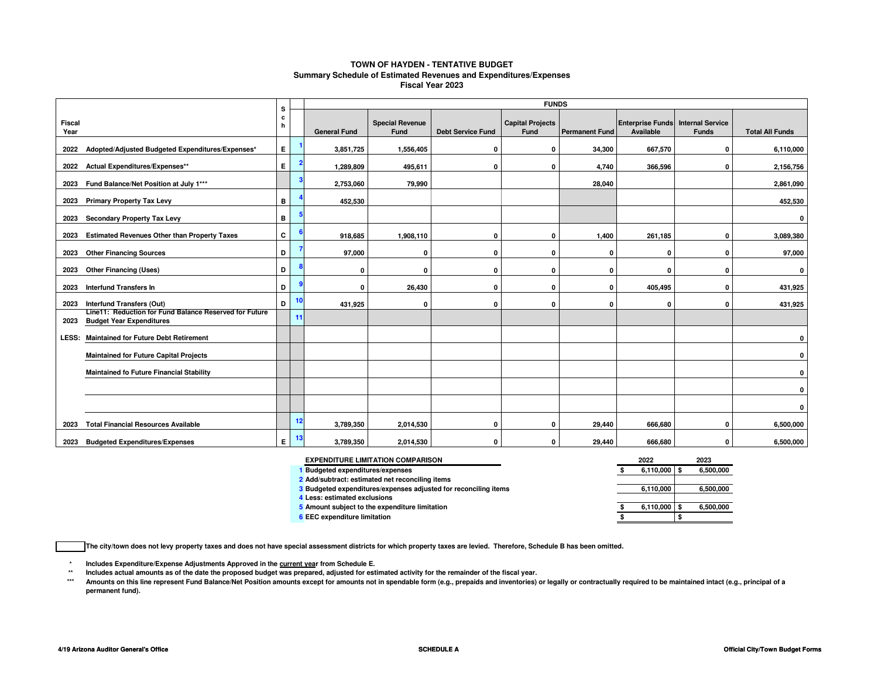**TOWN OF HAYDEN - TENTATIVE BUDGET**
**Summary Schedule of Estimated Revenues and Expenditures/Expenses**
**Fiscal Year 2023**

| Fiscal Year | | Sch | | General Fund | Special Revenue Fund | Debt Service Fund | Capital Projects Fund | Permanent Fund | Enterprise Funds Available | Internal Service Funds | Total All Funds |
|---|---|---|---|---|---|---|---|---|---|---|---|
| | | | | FUNDS | | | | | | | |
| 2022 | Adopted/Adjusted Budgeted Expenditures/Expenses* | E | 1 | 3,851,725 | 1,556,405 | 0 | 0 | 34,300 | 667,570 | 0 | 6,110,000 |
| 2022 | Actual Expenditures/Expenses** | E | 2 | 1,289,809 | 495,611 | 0 | 0 | 4,740 | 366,596 | 0 | 2,156,756 |
| 2023 | Fund Balance/Net Position at July 1*** | | 3 | 2,753,060 | 79,990 | | | 28,040 | | | 2,861,090 |
| 2023 | Primary Property Tax Levy | B | 4 | 452,530 | | | | | | | 452,530 |
| 2023 | Secondary Property Tax Levy | B | 5 | | | | | | | | 0 |
| 2023 | Estimated Revenues Other than Property Taxes | C | 6 | 918,685 | 1,908,110 | 0 | 0 | 1,400 | 261,185 | 0 | 3,089,380 |
| 2023 | Other Financing Sources | D | 7 | 97,000 | 0 | 0 | 0 | 0 | 0 | 0 | 97,000 |
| 2023 | Other Financing (Uses) | D | 8 | 0 | 0 | 0 | 0 | 0 | 0 | 0 | 0 |
| 2023 | Interfund Transfers In | D | 9 | 0 | 26,430 | 0 | 0 | 0 | 405,495 | 0 | 431,925 |
| 2023 | Interfund Transfers (Out) | D | 10 | 431,925 | 0 | 0 | 0 | 0 | 0 | 0 | 431,925 |
| 2023 | Line11: Reduction for Fund Balance Reserved for Future Budget Year Expenditures | | 11 | | | | | | | | |
| LESS: | Maintained for Future Debt Retirement | | | | | | | | | | 0 |
| | Maintained for Future Capital Projects | | | | | | | | | | 0 |
| | Maintained fo Future Financial Stability | | | | | | | | | | 0 |
| | | | | | | | | | | | 0 |
| | | | | | | | | | | | 0 |
| 2023 | Total Financial Resources Available | | 12 | 3,789,350 | 2,014,530 | 0 | 0 | 29,440 | 666,680 | 0 | 6,500,000 |
| 2023 | Budgeted Expenditures/Expenses | E | 13 | 3,789,350 | 2,014,530 | 0 | 0 | 29,440 | 666,680 | 0 | 6,500,000 |

| | EXPENDITURE LIMITATION COMPARISON | 2022 | 2023 |
|---|---|---|---|
| 1 | Budgeted expenditures/expenses | $ 6,110,000 | $ 6,500,000 |
| 2 | Add/subtract: estimated net reconciling items | | |
| 3 | Budgeted expenditures/expenses adjusted for reconciling items | 6,110,000 | 6,500,000 |
| 4 | Less: estimated exclusions | | |
| 5 | Amount subject to the expenditure limitation | $ 6,110,000 | $ 6,500,000 |
| 6 | EEC expenditure limitation | $ | $ |

☐ The city/town does not levy property taxes and does not have special assessment districts for which property taxes are levied. Therefore, Schedule B has been omitted.

\* Includes Expenditure/Expense Adjustments Approved in the current year from Schedule E.

\*\* Includes actual amounts as of the date the proposed budget was prepared, adjusted for estimated activity for the remainder of the fiscal year.

\*\*\* Amounts on this line represent Fund Balance/Net Position amounts except for amounts not in spendable form (e.g., prepaids and inventories) or legally or contractually required to be maintained intact (e.g., principal of a permanent fund).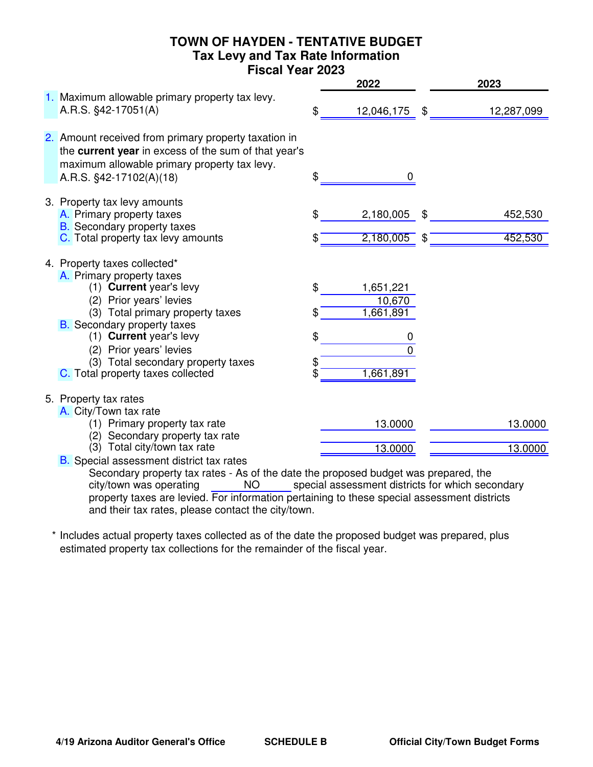# TOWN OF HAYDEN - TENTATIVE BUDGET
## Tax Levy and Tax Rate Information
## Fiscal Year 2023

| | 2022 | 2023 |
|---|---|---|
| 1. Maximum allowable primary property tax levy. A.R.S. §42-17051(A) | $ 12,046,175 | $ 12,287,099 |
| 2. Amount received from primary property taxation in the **current year** in excess of the sum of that year's maximum allowable primary property tax levy. A.R.S. §42-17102(A)(18) | $ 0 | |
| 3. Property tax levy amounts | | |
| A. Primary property taxes | $ 2,180,005 | $ 452,530 |
| B. Secondary property taxes | | |
| C. Total property tax levy amounts | $ 2,180,005 | $ 452,530 |
| 4. Property taxes collected* | | |
| A. Primary property taxes | | |
| (1) **Current** year's levy | $ 1,651,221 | |
| (2) Prior years' levies | 10,670 | |
| (3) Total primary property taxes | $ 1,661,891 | |
| B. Secondary property taxes | | |
| (1) **Current** year's levy | $ 0 | |
| (2) Prior years' levies | 0 | |
| (3) Total secondary property taxes | $ | |
| C. Total property taxes collected | $ 1,661,891 | |
| 5. Property tax rates | | |
| A. City/Town tax rate | | |
| (1) Primary property tax rate | 13.0000 | 13.0000 |
| (2) Secondary property tax rate | | |
| (3) Total city/town tax rate | 13.0000 | 13.0000 |

B. Special assessment district tax rates

Secondary property tax rates - As of the date the proposed budget was prepared, the city/town was operating NO special assessment districts for which secondary property taxes are levied. For information pertaining to these special assessment districts and their tax rates, please contact the city/town.

\* Includes actual property taxes collected as of the date the proposed budget was prepared, plus estimated property tax collections for the remainder of the fiscal year.

4/19 Arizona Auditor General's Office SCHEDULE B Official City/Town Budget Forms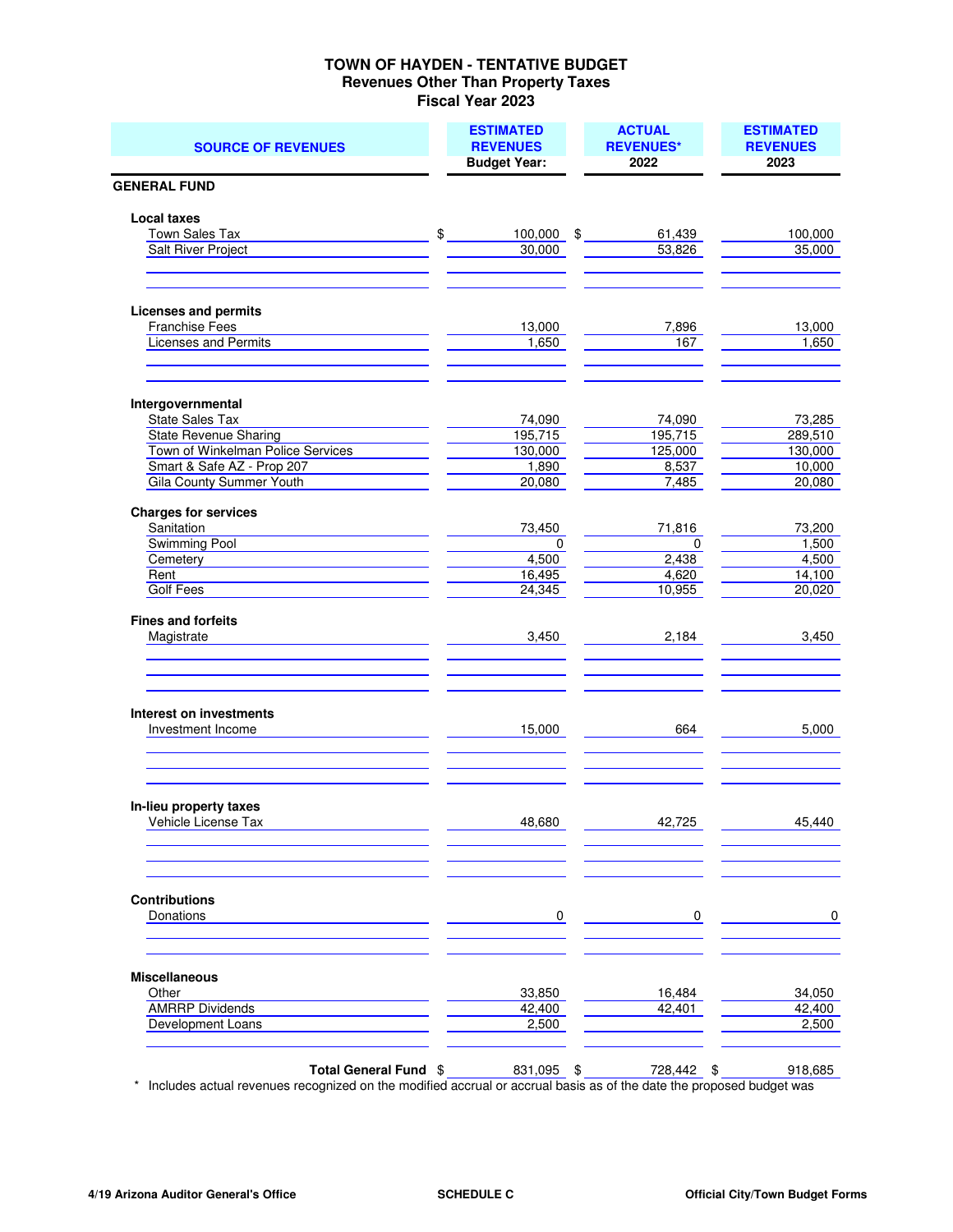# TOWN OF HAYDEN - TENTATIVE BUDGET
## Revenues Other Than Property Taxes
## Fiscal Year 2023

| SOURCE OF REVENUES | ESTIMATED REVENUES Budget Year: | ACTUAL REVENUES* 2022 | ESTIMATED REVENUES 2023 |
|---|---|---|---|
| **GENERAL FUND** | | | |
| **Local taxes** | | | |
| Town Sales Tax | $ 100,000 | $ 61,439 | 100,000 |
| Salt River Project | 30,000 | 53,826 | 35,000 |
| **Licenses and permits** | | | |
| Franchise Fees | 13,000 | 7,896 | 13,000 |
| Licenses and Permits | 1,650 | 167 | 1,650 |
| **Intergovernmental** | | | |
| State Sales Tax | 74,090 | 74,090 | 73,285 |
| State Revenue Sharing | 195,715 | 195,715 | 289,510 |
| Town of Winkelman Police Services | 130,000 | 125,000 | 130,000 |
| Smart & Safe AZ - Prop 207 | 1,890 | 8,537 | 10,000 |
| Gila County Summer Youth | 20,080 | 7,485 | 20,080 |
| **Charges for services** | | | |
| Sanitation | 73,450 | 71,816 | 73,200 |
| Swimming Pool | 0 | 0 | 1,500 |
| Cemetery | 4,500 | 2,438 | 4,500 |
| Rent | 16,495 | 4,620 | 14,100 |
| Golf Fees | 24,345 | 10,955 | 20,020 |
| **Fines and forfeits** | | | |
| Magistrate | 3,450 | 2,184 | 3,450 |
| **Interest on investments** | | | |
| Investment Income | 15,000 | 664 | 5,000 |
| **In-lieu property taxes** | | | |
| Vehicle License Tax | 48,680 | 42,725 | 45,440 |
| **Contributions** | | | |
| Donations | 0 | 0 | 0 |
| **Miscellaneous** | | | |
| Other | 33,850 | 16,484 | 34,050 |
| AMRRP Dividends | 42,400 | 42,401 | 42,400 |
| Development Loans | 2,500 | | 2,500 |
| **Total General Fund** | $ 831,095 | $ 728,442 | $ 918,685 |

\* Includes actual revenues recognized on the modified accrual or accrual basis as of the date the proposed budget was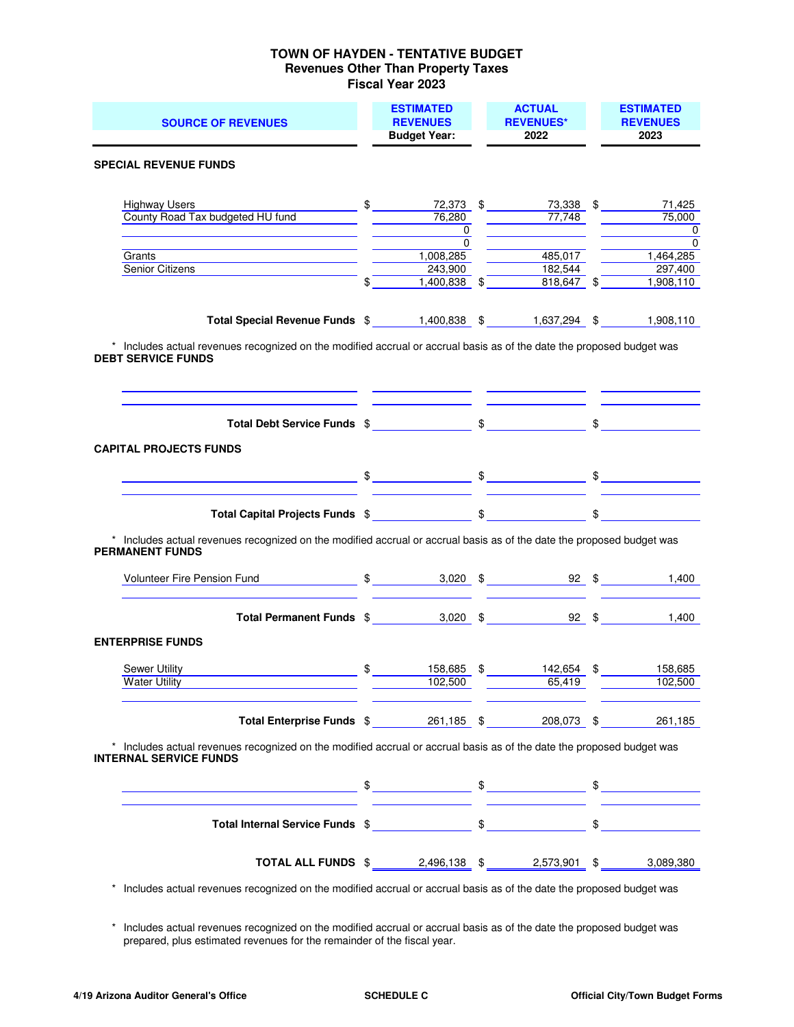# TOWN OF HAYDEN - TENTATIVE BUDGET
## Revenues Other Than Property Taxes
## Fiscal Year 2023

| SOURCE OF REVENUES | ESTIMATED REVENUES Budget Year: | ACTUAL REVENUES* 2022 | ESTIMATED REVENUES 2023 |
|---|---|---|---|
| **SPECIAL REVENUE FUNDS** | | | |
| Highway Users | $ 72,373 | $ 73,338 | $ 71,425 |
| County Road Tax budgeted HU fund | 76,280 | 77,748 | 75,000 |
| | 0 | | 0 |
| | 0 | | 0 |
| Grants | 1,008,285 | 485,017 | 1,464,285 |
| Senior Citizens | 243,900 | 182,544 | 297,400 |
| | $ 1,400,838 | $ 818,647 | $ 1,908,110 |
| **Total Special Revenue Funds** | $ 1,400,838 | $ 1,637,294 | $ 1,908,110 |

\* Includes actual revenues recognized on the modified accrual or accrual basis as of the date the proposed budget was

| SOURCE OF REVENUES | ESTIMATED REVENUES Budget Year: | ACTUAL REVENUES* 2022 | ESTIMATED REVENUES 2023 |
|---|---|---|---|
| **DEBT SERVICE FUNDS** | | | |
| | | | |
| | | | |
| **Total Debt Service Funds** | $ | $ | $ |
| **CAPITAL PROJECTS FUNDS** | | | |
| | $ | $ | $ |
| | | | |
| **Total Capital Projects Funds** | $ | $ | $ |

\* Includes actual revenues recognized on the modified accrual or accrual basis as of the date the proposed budget was

| SOURCE OF REVENUES | ESTIMATED REVENUES Budget Year: | ACTUAL REVENUES* 2022 | ESTIMATED REVENUES 2023 |
|---|---|---|---|
| **PERMANENT FUNDS** | | | |
| Volunteer Fire Pension Fund | $ 3,020 | $ 92 | $ 1,400 |
| | | | |
| **Total Permanent Funds** | $ 3,020 | $ 92 | $ 1,400 |
| **ENTERPRISE FUNDS** | | | |
| Sewer Utility | $ 158,685 | $ 142,654 | $ 158,685 |
| Water Utility | 102,500 | 65,419 | 102,500 |
| | | | |
| **Total Enterprise Funds** | $ 261,185 | $ 208,073 | $ 261,185 |

\* Includes actual revenues recognized on the modified accrual or accrual basis as of the date the proposed budget was

| SOURCE OF REVENUES | ESTIMATED REVENUES Budget Year: | ACTUAL REVENUES* 2022 | ESTIMATED REVENUES 2023 |
|---|---|---|---|
| **INTERNAL SERVICE FUNDS** | | | |
| | $ | $ | $ |
| | | | |
| **Total Internal Service Funds** | $ | $ | $ |
| **TOTAL ALL FUNDS** | $ 2,496,138 | $ 2,573,901 | $ 3,089,380 |

\* Includes actual revenues recognized on the modified accrual or accrual basis as of the date the proposed budget was

\* Includes actual revenues recognized on the modified accrual or accrual basis as of the date the proposed budget was prepared, plus estimated revenues for the remainder of the fiscal year.

4/19 Arizona Auditor General's Office | SCHEDULE C | Official City/Town Budget Forms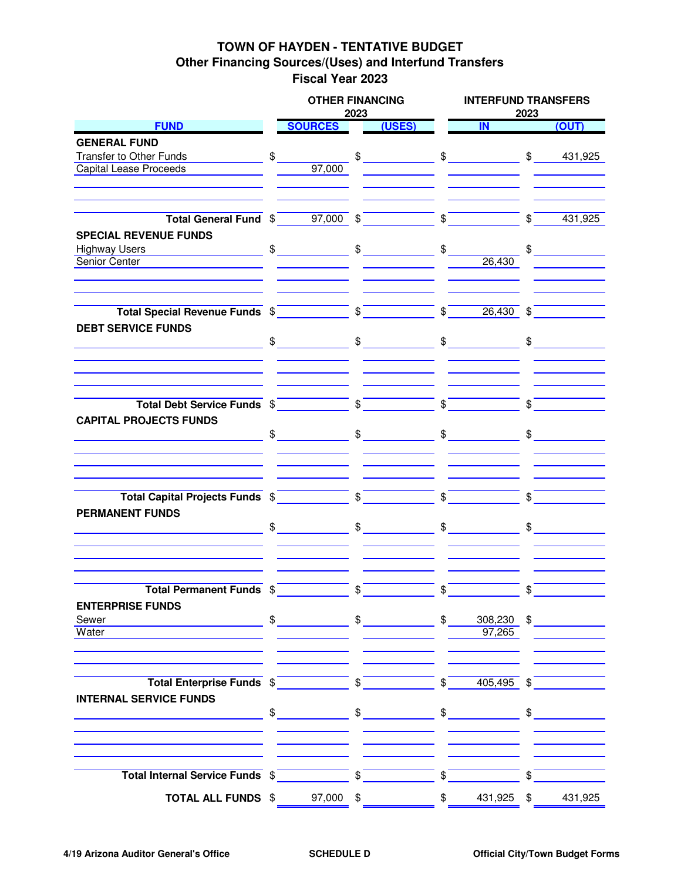# TOWN OF HAYDEN - TENTATIVE BUDGET
## Other Financing Sources/(Uses) and Interfund Transfers
## Fiscal Year 2023

| FUND | OTHER FINANCING 2023 SOURCES | OTHER FINANCING 2023 (USES) | INTERFUND TRANSFERS 2023 IN | INTERFUND TRANSFERS 2023 (OUT) |
|---|---|---|---|---|
| **GENERAL FUND** | | | | |
| Transfer to Other Funds | $ | $ | $ | $ 431,925 |
| Capital Lease Proceeds | 97,000 | | | |
| **Total General Fund** | $ 97,000 | $ | $ | $ 431,925 |
| **SPECIAL REVENUE FUNDS** | | | | |
| Highway Users | $ | $ | $ | $ |
| Senior Center | | | 26,430 | |
| **Total Special Revenue Funds** | $ | $ | $ 26,430 | $ |
| **DEBT SERVICE FUNDS** | | | | |
| | $ | $ | $ | $ |
| **Total Debt Service Funds** | $ | $ | $ | $ |
| **CAPITAL PROJECTS FUNDS** | | | | |
| | $ | $ | $ | $ |
| **Total Capital Projects Funds** | $ | $ | $ | $ |
| **PERMANENT FUNDS** | | | | |
| | $ | $ | $ | $ |
| **Total Permanent Funds** | $ | $ | $ | $ |
| **ENTERPRISE FUNDS** | | | | |
| Sewer | $ | $ | $ 308,230 | $ |
| Water | | | 97,265 | |
| **Total Enterprise Funds** | $ | $ | $ 405,495 | $ |
| **INTERNAL SERVICE FUNDS** | | | | |
| | $ | $ | $ | $ |
| **Total Internal Service Funds** | $ | $ | $ | $ |
| **TOTAL ALL FUNDS** | $ 97,000 | $ | $ 431,925 | $ 431,925 |

4/19 Arizona Auditor General's Office | SCHEDULE D | Official City/Town Budget Forms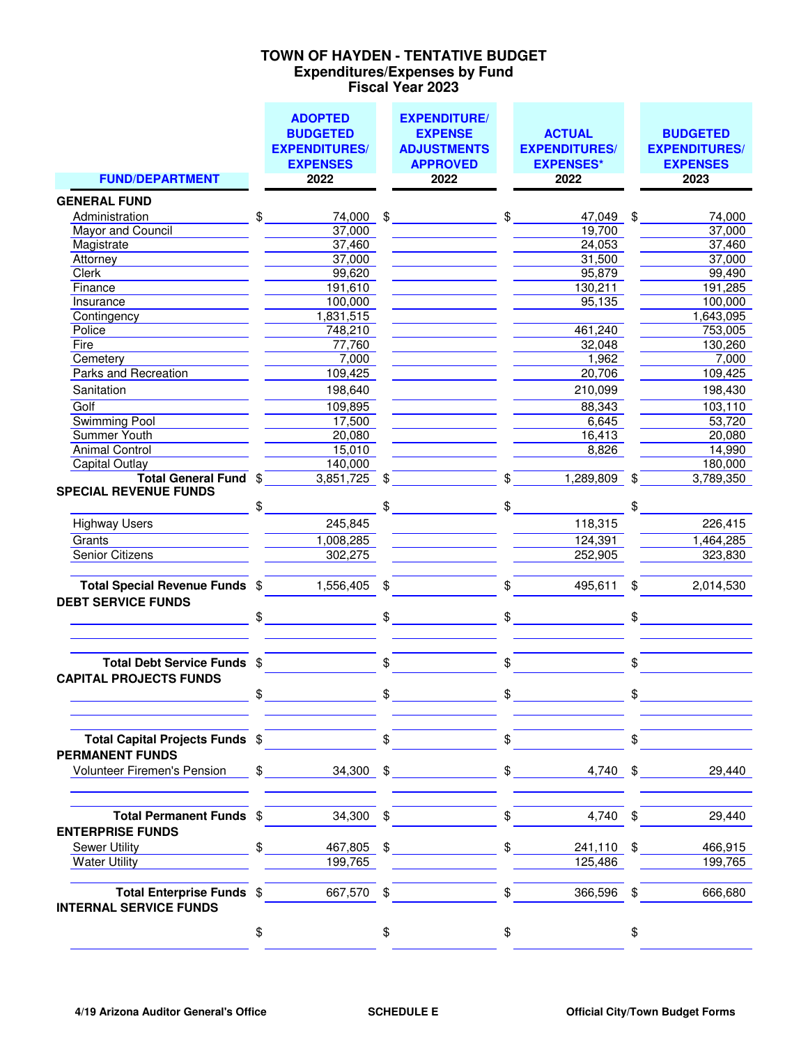# TOWN OF HAYDEN - TENTATIVE BUDGET
## Expenditures/Expenses by Fund
## Fiscal Year 2023

| FUND/DEPARTMENT | ADOPTED BUDGETED EXPENDITURES/ EXPENSES 2022 | EXPENDITURE/ EXPENSE ADJUSTMENTS APPROVED 2022 | ACTUAL EXPENDITURES/ EXPENSES* 2022 | BUDGETED EXPENDITURES/ EXPENSES 2023 |
|---|---|---|---|---|
| **GENERAL FUND** | | | | |
| Administration | $ 74,000 | $ | $ 47,049 | $ 74,000 |
| Mayor and Council | 37,000 | | 19,700 | 37,000 |
| Magistrate | 37,460 | | 24,053 | 37,460 |
| Attorney | 37,000 | | 31,500 | 37,000 |
| Clerk | 99,620 | | 95,879 | 99,490 |
| Finance | 191,610 | | 130,211 | 191,285 |
| Insurance | 100,000 | | 95,135 | 100,000 |
| Contingency | 1,831,515 | | | 1,643,095 |
| Police | 748,210 | | 461,240 | 753,005 |
| Fire | 77,760 | | 32,048 | 130,260 |
| Cemetery | 7,000 | | 1,962 | 7,000 |
| Parks and Recreation | 109,425 | | 20,706 | 109,425 |
| Sanitation | 198,640 | | 210,099 | 198,430 |
| Golf | 109,895 | | 88,343 | 103,110 |
| Swimming Pool | 17,500 | | 6,645 | 53,720 |
| Summer Youth | 20,080 | | 16,413 | 20,080 |
| Animal Control | 15,010 | | 8,826 | 14,990 |
| Capital Outlay | 140,000 | | | 180,000 |
| **Total General Fund** | $ 3,851,725 | $ | $ 1,289,809 | $ 3,789,350 |
| **SPECIAL REVENUE FUNDS** | | | | |
| | $ | $ | $ | $ |
| Highway Users | 245,845 | | 118,315 | 226,415 |
| Grants | 1,008,285 | | 124,391 | 1,464,285 |
| Senior Citizens | 302,275 | | 252,905 | 323,830 |
| **Total Special Revenue Funds** | $ 1,556,405 | $ | $ 495,611 | $ 2,014,530 |
| **DEBT SERVICE FUNDS** | | | | |
| | $ | $ | $ | $ |
| **Total Debt Service Funds** | $ | $ | $ | $ |
| **CAPITAL PROJECTS FUNDS** | | | | |
| | $ | $ | $ | $ |
| **Total Capital Projects Funds** | $ | $ | $ | $ |
| **PERMANENT FUNDS** | | | | |
| Volunteer Firemen's Pension | $ 34,300 | $ | $ 4,740 | $ 29,440 |
| **Total Permanent Funds** | $ 34,300 | $ | $ 4,740 | $ 29,440 |
| **ENTERPRISE FUNDS** | | | | |
| Sewer Utility | $ 467,805 | $ | $ 241,110 | $ 466,915 |
| Water Utility | 199,765 | | 125,486 | 199,765 |
| **Total Enterprise Funds** | $ 667,570 | $ | $ 366,596 | $ 666,680 |
| **INTERNAL SERVICE FUNDS** | | | | |
| | $ | $ | $ | $ |

4/19 Arizona Auditor General's Office — SCHEDULE E — Official City/Town Budget Forms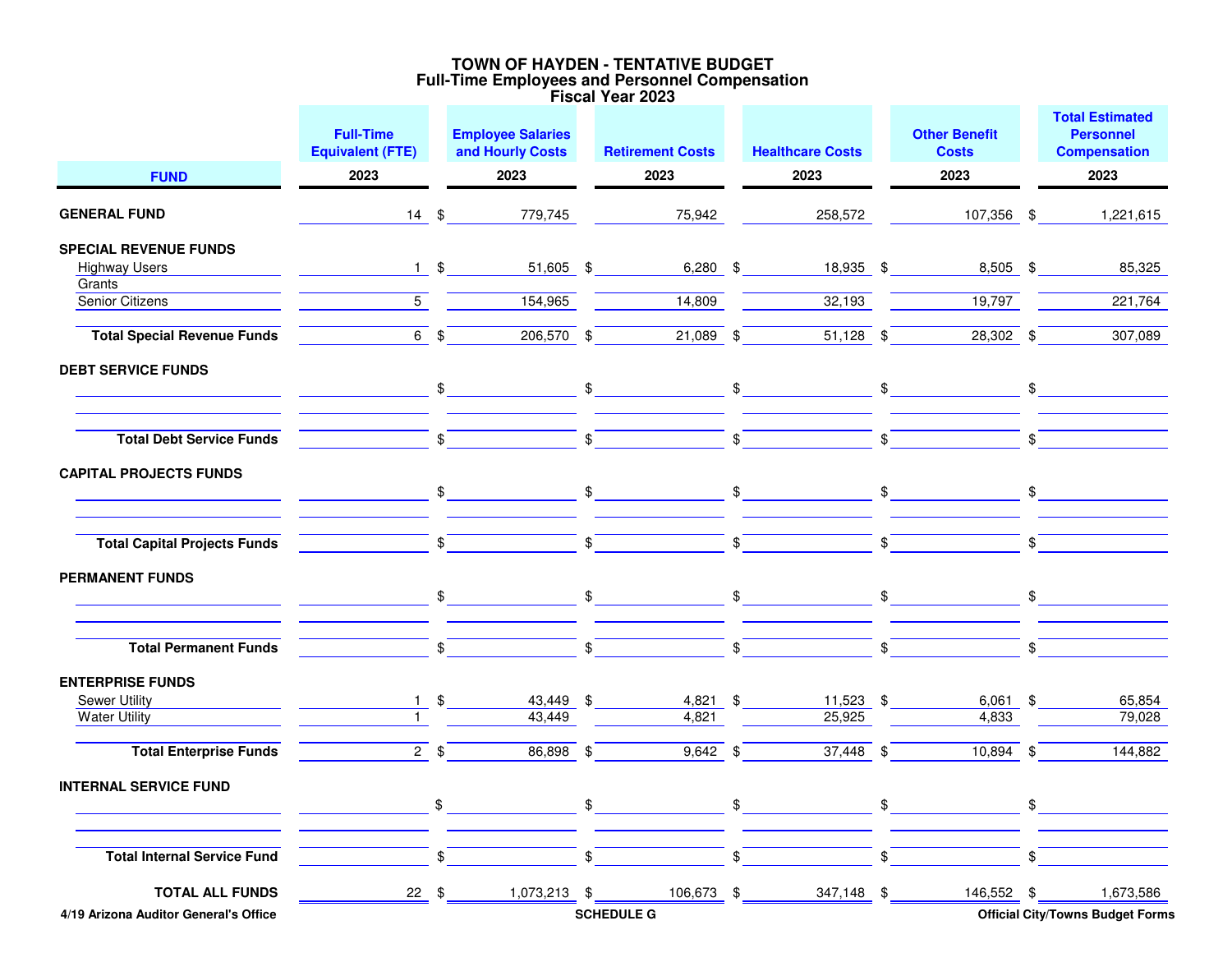# TOWN OF HAYDEN - TENTATIVE BUDGET
## Full-Time Employees and Personnel Compensation
## Fiscal Year 2023

| FUND | Full-Time Equivalent (FTE) 2023 | Employee Salaries and Hourly Costs 2023 | Retirement Costs 2023 | Healthcare Costs 2023 | Other Benefit Costs 2023 | Total Estimated Personnel Compensation 2023 |
|---|---|---|---|---|---|---|
| **GENERAL FUND** | 14 | $ 779,745 | 75,942 | 258,572 | 107,356 | $ 1,221,615 |
| **SPECIAL REVENUE FUNDS** | | | | | | |
| Highway Users | 1 | $ 51,605 | $ 6,280 | $ 18,935 | $ 8,505 | $ 85,325 |
| Grants | | | | | | |
| Senior Citizens | 5 | 154,965 | 14,809 | 32,193 | 19,797 | 221,764 |
| **Total Special Revenue Funds** | 6 | $ 206,570 | $ 21,089 | $ 51,128 | $ 28,302 | $ 307,089 |
| **DEBT SERVICE FUNDS** | | | | | | |
| | | $ | $ | $ | $ | $ |
| **Total Debt Service Funds** | | $ | $ | $ | $ | $ |
| **CAPITAL PROJECTS FUNDS** | | | | | | |
| | | $ | $ | $ | $ | $ |
| **Total Capital Projects Funds** | | $ | $ | $ | $ | $ |
| **PERMANENT FUNDS** | | | | | | |
| | | $ | $ | $ | $ | $ |
| **Total Permanent Funds** | | $ | $ | $ | $ | $ |
| **ENTERPRISE FUNDS** | | | | | | |
| Sewer Utility | 1 | $ 43,449 | $ 4,821 | $ 11,523 | $ 6,061 | $ 65,854 |
| Water Utility | 1 | 43,449 | 4,821 | 25,925 | 4,833 | 79,028 |
| **Total Enterprise Funds** | 2 | $ 86,898 | $ 9,642 | $ 37,448 | $ 10,894 | $ 144,882 |
| **INTERNAL SERVICE FUND** | | | | | | |
| | | $ | $ | $ | $ | $ |
| **Total Internal Service Fund** | | $ | $ | $ | $ | $ |
| **TOTAL ALL FUNDS** | 22 | $ 1,073,213 | $ 106,673 | $ 347,148 | $ 146,552 | $ 1,673,586 |

4/19 Arizona Auditor General's Office — SCHEDULE G — Official City/Towns Budget Forms